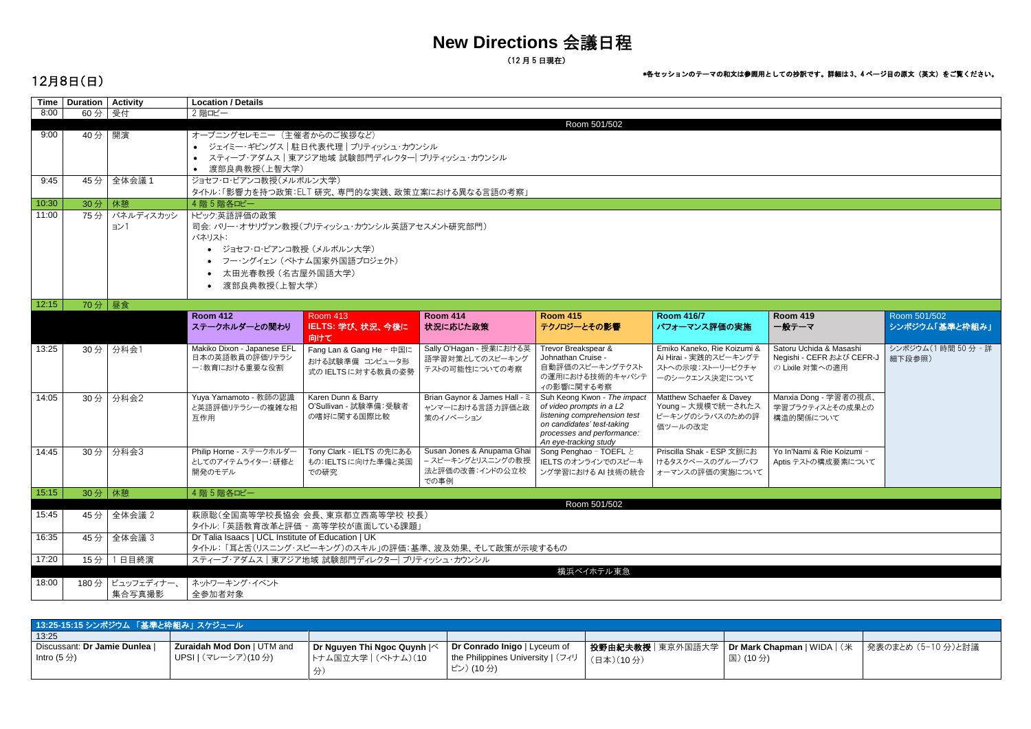# New Directions 会議日程

（12 月 5 日現在）

## 12月8日(日)

*各セッションのテーマの和文は参照用としての抄訳です。詳細は 3、4 ページ目の原文（英文）をご覧ください。

| Time | Duration | Activity | Location / Details | | | | | | |
|---|---|---|---|---|---|---|---|---|---|
| 8:00 | 60 分 | 受付 | 2 階ロビー | | | | | | |
| | | | Room 501/502 | | | | | | |
| 9:00 | 40 分 | 開演 | オープニングセレモニー （主催者からのご挨拶など）<br>• ジェイミー・ギビングス｜駐日代表代理｜ブリティッシュ・カウンシル<br>• スティーブ・アダムス｜東アジア地域 試験部門ディレクター｜ブリティッシュ・カウンシル<br>• 渡部良典教授（上智大学） | | | | | | |
| 9:45 | 45 分 | 全体会議 1 | ジョセフ・ロ・ビアンコ教授(メルボルン大学)<br>タイトル:「影響力を持つ政策:ELT 研究、専門的な実践、政策立案における異なる言語の考察」 | | | | | | |
| 10:30 | 30 分 | 休憩 | 4 階 5 階各ロビー | | | | | | |
| 11:00 | 75 分 | パネルディスカッション1 | トピック:英語評価の政策<br>司会: バリー・オサリヴァン教授(ブリティッシュ・カウンシル英語アセスメント研究部門)<br>パネリスト:<br>• ジョセフ・ロ・ビアンコ教授（メルボルン大学）<br>• フー・ングイェン（ベトナム国家外国語プロジェクト）<br>• 太田光春教授（名古屋外国語大学）<br>• 渡部良典教授（上智大学） | | | | | | |
| 12:15 | 70 分 | 昼食 | | | | | | | |
| | | | **Room 412**<br>**ステークホルダーとの関わり** | **Room 413**<br>**IELTS: 学び、状況、今後に向けて** | **Room 414**<br>**状況に応じた政策** | **Room 415**<br>**テクノロジーとその影響** | **Room 416/7**<br>**パフォーマンス評価の実施** | **Room 419**<br>**一般テーマ** | Room 501/502<br>**シンポジウム「基準と枠組み」** |
| 13:25 | 30 分 | 分科会1 | Makiko Dixon - Japanese EFL 日本の英語教員の評価リテラシー:教育における重要な役割 | Fang Lan & Gang He - 中国におけるる試験準備 コンピュータ形式の IELTS に対する教員の姿勢 | Sally O'Hagan - 授業における英語学習対策としてのスピーキングテストの可能性についての考察 | Trevor Breakspear & Johnathan Cruise - 自動評価のスピーキングテストの運用における技術的キャパシティの影響に関する考察 | Emiko Kaneko, Rie Koizumi & Ai Hirai - 実践的スピーキングテストへの示唆:ストーリーピクチャーのシークエンス決定について | Satoru Uchida & Masashi Negishi - CEFR および CEFR-J の Lixile 対策への適用 | シンポジウム(1 時間 50 分 - 詳細下段参照) |
| 14:05 | 30 分 | 分科会2 | Yuya Yamamoto - 教師の認識と英語評価リテラシーの複雑な相互作用 | Karen Dunn & Barry O'Sullivan - 試験準備:受験者の嗜好に関する国際比較 | Brian Gaynor & James Hall - ミャンマーにおける言語力評価と政策のイノベーション | Suh Keong Kwon - *The impact of video prompts in a L2 listening comprehension test on candidates' test-taking processes and performance: An eye-tracking study* | Matthew Schaefer & Davey Young – 大規模で統一されたスピーキングのシラバスのための評価ツールの改定 | Manxia Dong - 学習者の視点、学習プラクティスとその成果との構造的関係について | |
| 14:45 | 30 分 | 分科会3 | Philip Horne - ステークホルダーとしてのアイテムライター:研修と開発のモデル | Tony Clark - IELTS の先にあるもの:IELTS に向けた準備と英国での研究 | Susan Jones & Anupama Ghai – スピーキングとリスニングの教授法と評価の改善:インドの公立校での事例 | Song Penghao – TOEFL と IELTS のオンラインでのスピーキング学習における AI 技術の統合 | Priscilla Shak - ESP 文脈におけるタスクベースのグループパフォーマンスの評価の実施について | Yo In'Nami & Rie Koizumi – Aptis テストの構成要素について | |
| 15:15 | 30 分 | 休憩 | 4 階 5 階各ロビー | | | | | | |
| | | | Room 501/502 | | | | | | |
| 15:45 | 45 分 | 全体会議 2 | 萩原聡(全国高等学校長協会 会長、東京都立西高等学校 校長)<br>タイトル:「英語教育改革と評価 - 高等学校が直面している課題」 | | | | | | |
| 16:35 | 45 分 | 全体会議 3 | Dr Talia Isaacs｜UCL Institute of Education｜UK<br>タイトル:「耳と舌(リスニング・スピーキング)のスキル」の評価:基準、波及効果、そして政策が示唆するもの | | | | | | |
| 17:20 | 15 分 | 1 日目終演 | スティーブ・アダムス｜東アジア地域 試験部門ディレクター｜ブリティッシュ・カウンシル | | | | | | |
| | | | 横浜ベイホテル東急 | | | | | | |
| 18:00 | 180 分 | ビュッフェディナー、集合写真撮影 | ネットワーキング・イベント<br>全参加者対象 | | | | | | |

**13:25-15:15 シンポジウム 「基準と枠組み」スケジュール**

| 13:25 | | | | | | |
|---|---|---|---|---|---|---|
| Discussant: **Dr Jamie Dunlea**｜Intro (5 分) | **Zuraidah Mod Don**｜UTM and UPSI｜(マレーシア)(10 分) | **Dr Nguyen Thi Ngoc Quynh**｜ベトナム国立大学｜(ベトナム)(10 分) | **Dr Conrado Inigo**｜Lyceum of the Philippines University｜(フィリピン) (10 分) | **投野由紀夫教授**｜東京外国語大学｜(日本)(10 分) | **Dr Mark Chapman**｜WIDA｜(米国) (10 分) | 発表のまとめ (5-10 分)と討議 |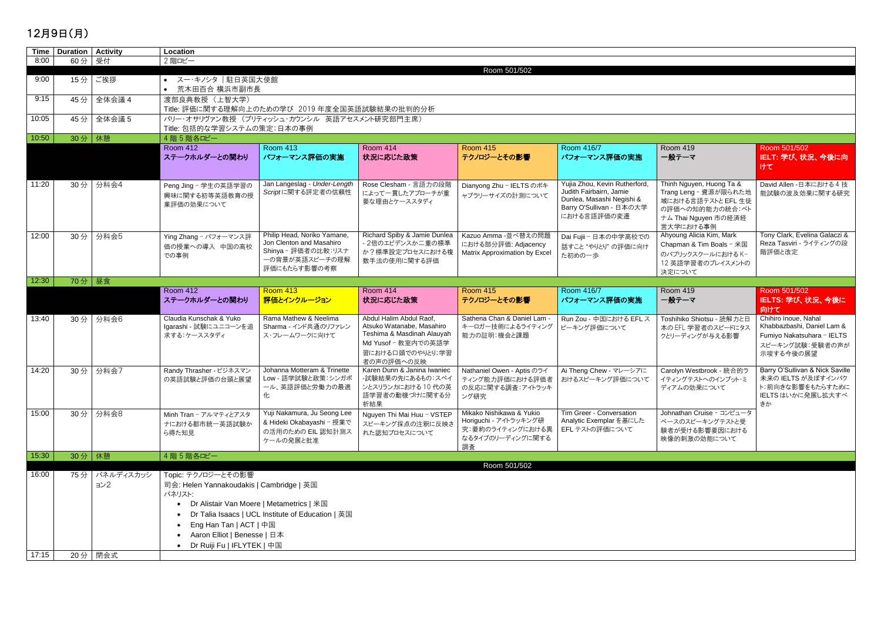## 12月9日(月)

| Time | Duration | Activity | Location | | | | | | |
|---|---|---|---|---|---|---|---|---|---|
| 8:00 | 60 分 | 受付 | 2 階ロビー | | | | | | |
| | | | Room 501/502 | | | | | | |
| 9:00 | 15 分 | ご挨拶 | • スー･キノシタ 駐日英国大使館<br>• 荒木田百合 横浜市副市長 | | | | | | |
| 9:15 | 45 分 | 全体会議 4 | 渡部良典教授 （上智大学）<br>Title: 評価に関する理解向上のための学び 2019 年度全国英語試験結果の批判的分析 | | | | | | |
| 10:05 | 45 分 | 全体会議 5 | バリー･オサリヴァン教授 （ブリティッシュ･カウンシル 英語アセスメント研究部門主席）<br>Title: 包括的な学習システムの策定：日本の事例 | | | | | | |
| 10:50 | 30 分 | 休憩 | 4 階 5 階各ロビー | | | | | | |
| | | | Room 412<br>**ステークホルダーとの関わり** | Room 413<br>**パフォーマンス評価の実施** | Room 414<br>**状況に応じた政策** | Room 415<br>**テクノロジーとその影響** | Room 416/7<br>**パフォーマンス評価の実施** | Room 419<br>**一般テーマ** | Room 501/502<br>**IELT: 学び、状況、今後に向けて** |
| 11:20 | 30 分 | 分科会4 | Peng Jing－学生の英語学習の興味に関する初等英語教育の授業評価の効果について | Jan Langeslag - *Under-Length Script* に関する評定者の信頼性 | Rose Clesham - 言語力の段階によって一貫したアプローチが重要な理由とケーススタディ | Dianyong Zhu－IELTS のボキャブラリーサイズの計測について | Yujia Zhou, Kevin Rutherford, Judith Fairbairn, Jamie Dunlea, Masashi Negishi & Barry O'Sullivan - 日本の大学における言語評価の変遷 | Thinh Nguyen, Huong Ta & Trang Leng - 資源が限られた地域における言語テストと EFL 生徒の評価への知的能力の統合：ベトナム Thai Nguyen 市の経済経営大学における事例 | David Allen - 日本における 4 技能試験の波及効果に関する研究 |
| 12:00 | 30 分 | 分科会5 | Ying Zhang－パフォーマンス評価の授業への導入 中国の高校での事例 | Philip Head, Noriko Yamane, Jon Clenton and Masahiro Shinya - 評価者の比較：リスナーの背景が英語スピーチの理解評価にもたらす影響の考察 | Richard Spiby & Jamie Dunlea - 2倍のエビデンスか二重の標準か？標準設定プロセスにおける複数手法の使用に関する評価 | Kazuo Amma - 並べ替えの問題における部分評価: Adjacency Matrix Approximation by Excel | Dai Fujii－日本の中学高校での話すこと "やりとり" の評価に向けた初めの一歩 | Ahyoung Alicia Kim, Mark Chapman & Tim Boals－米国のパブリックスクールにおける K-12 英語学習者のプレイスメントの決定について | Tony Clark, Evelina Galaczi & Reza Tasviri - ライティングの段階評価と改定 |
| 12:30 | 70 分 | 昼食 | | | | | | | |
| | | | Room 412<br>**ステークホルダーとの関わり** | Room 413<br>**評価とインクルージョン** | Room 414<br>**状況に応じた政策** | Room 415<br>**テクノロジーとその影響** | Room 416/7<br>**パフォーマンス評価の実施** | Room 419<br>**一般テーマ** | Room 501/502<br>**IELTS: 学び、状況、今後に向けて** |
| 13:40 | 30 分 | 分科会6 | Claudia Kunschak & Yuko Igarashi - 試験にユニコーンを追求する：ケーススタディ | Rama Mathew & Neelima Sharma - インド共通のリファレンス・フレームワークに向けて | Abdul Halim Abdul Raof, Atsuko Watanabe, Masahiro Teshima & Masdinah Alauyah Md Yusof－教室内での英語学習における口頭でのやりとり：学習者の評価への反映 | Sathena Chan & Daniel Lam - キーロガー技術によるライティング能力の証明：機会と課題 | Run Zou - 中国における EFL スピーキング評価について | Toshihiko Shiotsu - 読解力と日本の EFL 学習者のスピードにタスクとリーディングが与える影響 | Chihiro Inoue, Nahal Khabbazbashi, Daniel Lam & Fumiyo Nakatsuhara－IELTS スピーキング試験：受験者の声が示唆する今後の展望 |
| 14:20 | 30 分 | 分科会7 | Randy Thrasher - ビジネスマンの英語試験と評価の台頭と展望 | Johanna Motteram & Trinette Low - 語学試験と政策：シンガポール、英語評価と労働力の最適化 | Karen Dunn & Janina Iwaniec -試験結果の先にあるもの：スペインとスリランカにおける 10 代の英語学習者の動機づけに関する分析結果 | Nathaniel Owen - Aptis のライティング能力評価における評価者の反応に関する調査：アイトラッキング研究 | Ai Theng Chew - マレーシアにおけるスピーキング評価について | Carolyn Westbrook - 統合的ライティングテストへのインプット･ミディアムの効果について | Barry O'Sullivan & Nick Saville 未来の IELTS が及ぼすインパクト：前向きな影響をもたらすために IELTS はいかに発展し拡大すべきか |
| 15:00 | 30 分 | 分科会8 | Minh Tran－アルマティとアスタナにおける都市統一英語試験から得た知見 | Yuji Nakamura, Ju Seong Lee & Hideki Okabayashi－授業での活用のための EIL 認知計測スケールの発展と批准 | Nguyen Thi Mai Huu－VSTEP スピーキング採点の注釈に反映された認知プロセスについて | Mikako Nishikawa & Yukio Horiguchi - アイトラッキング研究：要約のライティングにおける異なるタイプのリーディングに関する調査 | Tim Greer - Conversation Analytic Exemplar を基にした EFL テストの評価について | Johnathan Cruise - コンピュータベースのスピーキングテストと受験者が受ける影響要因における映像的刺激の効能について | |
| 15:30 | 30 分 | 休憩 | 4 階 5 階各ロビー | | | | | | |
| | | | Room 501/502 | | | | | | |
| 16:00 | 75 分 | パネルディスカッション2 | Topic: テクノロジーとその影響<br>司会: Helen Yannakoudakis \| Cambridge \| 英国<br>パネリスト:<br>• Dr Alistair Van Moere \| Metametrics \| 米国<br>• Dr Talia Isaacs \| UCL Institute of Education \| 英国<br>• Eng Han Tan \| ACT \| 中国<br>• Aaron Elliot \| Benesse \| 日本<br>• Dr Ruiji Fu \| IFLYTEK \| 中国 | | | | | | |
| 17:15 | 20 分 | 閉会式 | | | | | | | |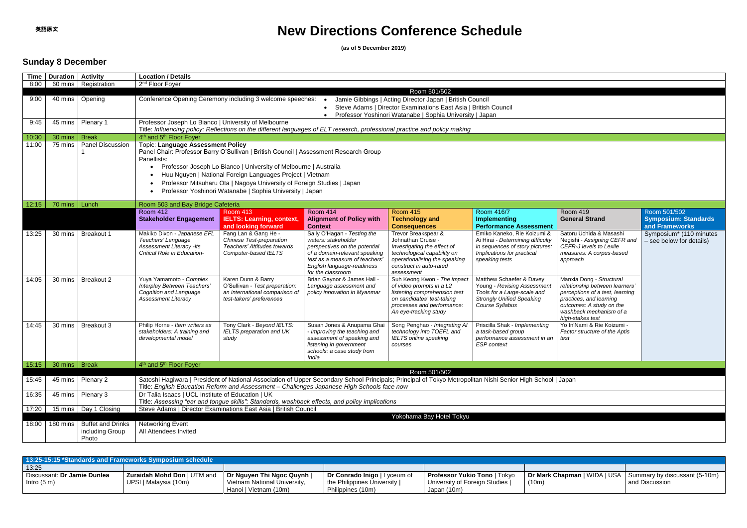英語原文

# New Directions Conference Schedule

**(as of 5 December 2019)**

## Sunday 8 December

| Time | Duration | Activity | Location / Details | | | | | | |
|---|---|---|---|---|---|---|---|---|---|
| 8:00 | 60 mins | Registration | 2nd Floor Foyer | | | | | | |
| | | | Room 501/502 | | | | | | |
| 9:00 | 40 mins | Opening | Conference Opening Ceremony including 3 welcome speeches: • Jamie Gibbings \| Acting Director Japan \| British Council • Steve Adams \| Director Examinations East Asia \| British Council • Professor Yoshinori Watanabe \| Sophia University \| Japan | | | | | | |
| 9:45 | 45 mins | Plenary 1 | Professor Joseph Lo Bianco \| University of Melbourne<br>Title: *Influencing policy: Reflections on the different languages of ELT research, professional practice and policy making* | | | | | | |
| 10:30 | 30 mins | Break | 4th and 5th Floor Foyer | | | | | | |
| 11:00 | 75 mins | Panel Discussion 1 | Topic: **Language Assessment Policy**<br>Panel Chair: Professor Barry O'Sullivan \| British Council \| Assessment Research Group<br>Panellists:<br>• Professor Joseph Lo Bianco \| University of Melbourne \| Australia<br>• Huu Nguyen \| National Foreign Languages Project \| Vietnam<br>• Professor Mitsuharu Ota \| Nagoya University of Foreign Studies \| Japan<br>• Professor Yoshinori Watanabe \| Sophia University \| Japan | | | | | | |
| 12:15 | 70 mins | Lunch | Room 503 and Bay Bridge Cafeteria | | | | | | |
| | | | Room 412<br>**Stakeholder Engagement** | Room 413<br>**IELTS: Learning, context, and looking forward** | Room 414<br>**Alignment of Policy with Context** | Room 415<br>**Technology and Consequences** | Room 416/7<br>**Implementing Performance Assessment** | Room 419<br>**General Strand** | Room 501/502<br>**Symposium: Standards and Frameworks** |
| 13:25 | 30 mins | Breakout 1 | Makiko Dixon - *Japanese EFL Teachers' Language Assessment Literacy -Its Critical Role in Education-* | Fang Lan & Gang He - *Chinese Test-preparation Teachers' Attitudes towards Computer-based IELTS* | Sally O'Hagan - *Testing the waters: stakeholder perspectives on the potential of a domain-relevant speaking test as a measure of teachers' English language-readiness for the classroom* | Trevor Breakspear & Johnathan Cruise - *Investigating the effect of technological capability on operationalising the speaking construct in auto-rated assessment* | Emiko Kaneko, Rie Koizumi & Ai Hirai - *Determining difficulty in sequences of story pictures: Implications for practical speaking tests* | Satoru Uchida & Masashi Negishi - *Assigning CEFR and CEFR-J levels to Lexile measures: A corpus-based approach* | Symposium* (110 minutes – see below for details) |
| 14:05 | 30 mins | Breakout 2 | Yuya Yamamoto - *Complex Interplay Between Teachers' Cognition and Language Assessment Literacy* | Karen Dunn & Barry O'Sullivan - *Test preparation: an international comparison of test-takers' preferences* | Brian Gaynor & James Hall - *Language assessment and policy innovation in Myanmar* | Suh Keong Kwon - *The impact of video prompts in a L2 listening comprehension test on candidates' test-taking processes and performance: An eye-tracking study* | Matthew Schaefer & Davey Young - *Revising Assessment Tools for a Large-scale and Strongly Unified Speaking Course Syllabus* | Manxia Dong - *Structural relationship between learners' perceptions of a test, learning practices, and learning outcomes: A study on the washback mechanism of a high-stakes test* | |
| 14:45 | 30 mins | Breakout 3 | Philip Horne - *Item writers as stakeholders: A training and developmental model* | Tony Clark - *Beyond IELTS: IELTS preparation and UK study* | Susan Jones & Anupama Ghai - *Improving the teaching and assessment of speaking and listening in government schools: a case study from India* | Song Penghao - *Integrating AI technology into TOEFL and IELTS online speaking courses* | Priscilla Shak - *Implementing a task-based group performance assessment in an ESP context* | Yo In'Nami & Rie Koizumi - *Factor structure of the Aptis test* | |
| 15:15 | 30 mins | Break | 4th and 5th Floor Foyer | | | | | | |
| | | | Room 501/502 | | | | | | |
| 15:45 | 45 mins | Plenary 2 | Satoshi Hagiwara \| President of National Association of Upper Secondary School Principals; Principal of Tokyo Metropolitan Nishi Senior High School \| Japan<br>Title: *English Education Reform and Assessment – Challenges Japanese High Schools face now* | | | | | | |
| 16:35 | 45 mins | Plenary 3 | Dr Talia Isaacs \| UCL Institute of Education \| UK<br>Title: *Assessing "ear and tongue skills": Standards, washback effects, and policy implications* | | | | | | |
| 17:20 | 15 mins | Day 1 Closing | Steve Adams \| Director Examinations East Asia \| British Council | | | | | | |
| | | | Yokohama Bay Hotel Tokyu | | | | | | |
| 18:00 | 180 mins | Buffet and Drinks including Group Photo | Networking Event<br>All Attendees Invited | | | | | | |

| 13:25-15:15 *Standards and Frameworks Symposium schedule | | | | | | |
|---|---|---|---|---|---|---|
| 13:25 | | | | | | |
| Discussant: **Dr Jamie Dunlea**<br>Intro (5 m) | **Zuraidah Mohd Don** \| UTM and UPSI \| Malaysia (10m) | **Dr Nguyen Thi Ngoc Quynh** \| Vietnam National University, Hanoi \| Vietnam (10m) | **Dr Conrado Inigo** \| Lyceum of the Philippines University \| Philippines (10m) | **Professor Yukio Tono** \| Tokyo University of Foreign Studies \| Japan (10m) | **Dr Mark Chapman** \| WIDA \| USA (10m) | Summary by discussant (5-10m) and Discussion |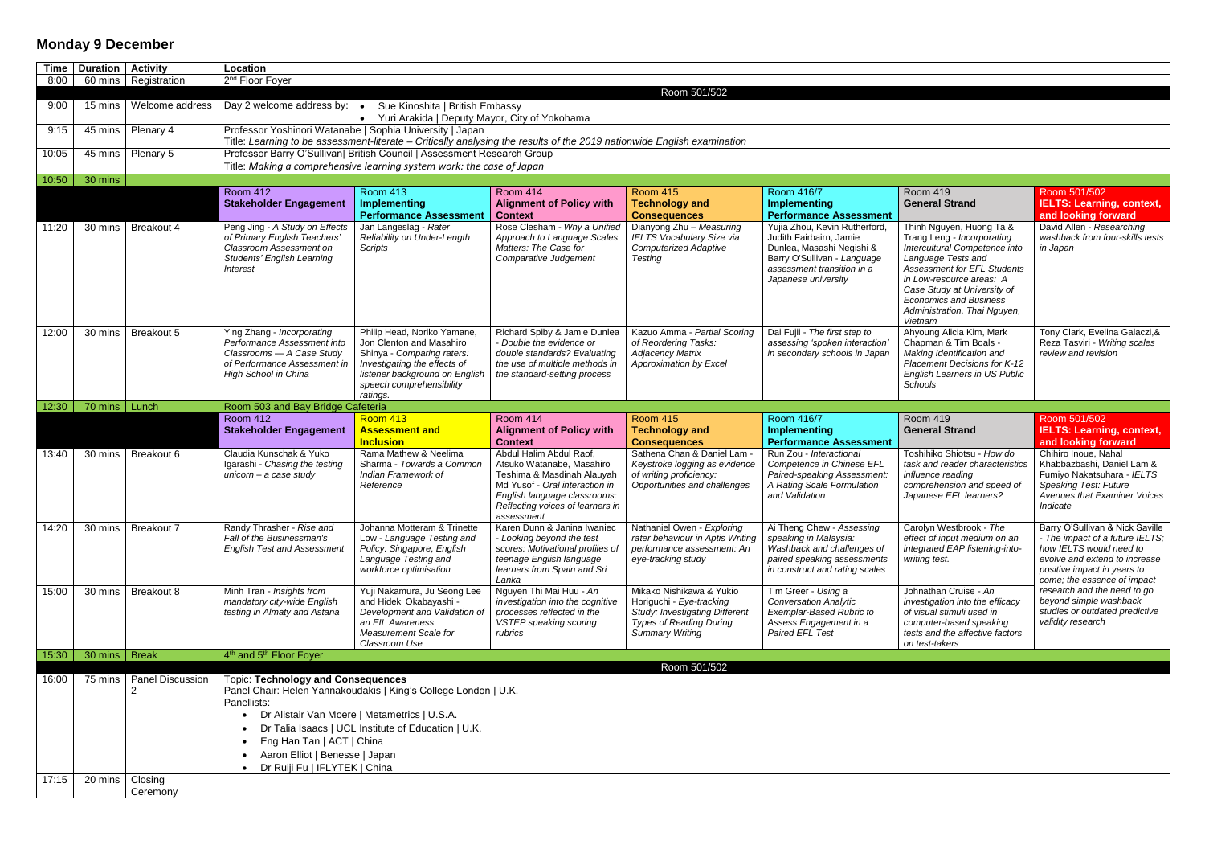## Monday 9 December

| Time | Duration | Activity | Location | | | | | | |
|---|---|---|---|---|---|---|---|---|---|
| 8:00 | 60 mins | Registration | 2nd Floor Foyer | | | | | | |
| | | | Room 501/502 | | | | | | |
| 9:00 | 15 mins | Welcome address | Day 2 welcome address by: • Sue Kinoshita \| British Embassy • Yuri Arakida \| Deputy Mayor, City of Yokohama | | | | | | |
| 9:15 | 45 mins | Plenary 4 | Professor Yoshinori Watanabe \| Sophia University \| Japan<br>Title: *Learning to be assessment-literate – Critically analysing the results of the 2019 nationwide English examination* | | | | | | |
| 10:05 | 45 mins | Plenary 5 | Professor Barry O'Sullivan\| British Council \| Assessment Research Group<br>Title: *Making a comprehensive learning system work: the case of Japan* | | | | | | |
| 10:50 | 30 mins | | | | | | | | |
| | | | **Room 412 Stakeholder Engagement** | **Room 413 Implementing Performance Assessment** | **Room 414 Alignment of Policy with Context** | **Room 415 Technology and Consequences** | **Room 416/7 Implementing Performance Assessment** | **Room 419 General Strand** | **Room 501/502 IELTS: Learning, context, and looking forward** |
| 11:20 | 30 mins | Breakout 4 | Peng Jing - *A Study on Effects of Primary English Teachers' Classroom Assessment on Students' English Learning Interest* | Jan Langeslag - *Rater Reliability on Under-Length Scripts* | Rose Clesham - *Why a Unified Approach to Language Scales Matters: The Case for Comparative Judgement* | Dianyong Zhu – *Measuring IELTS Vocabulary Size via Computerized Adaptive Testing* | Yujia Zhou, Kevin Rutherford, Judith Fairbairn, Jamie Dunlea, Masashi Negishi & Barry O'Sullivan - *Language assessment transition in a Japanese university* | Thinh Nguyen, Huong Ta & Trang Leng - *Incorporating Intercultural Competence into Language Tests and Assessment for EFL Students in Low-resource areas: A Case Study at University of Economics and Business Administration, Thai Nguyen, Vietnam* | David Allen - *Researching washback from four-skills tests in Japan* |
| 12:00 | 30 mins | Breakout 5 | Ying Zhang - *Incorporating Performance Assessment into Classrooms — A Case Study of Performance Assessment in High School in China* | Philip Head, Noriko Yamane, Jon Clenton and Masahiro Shinya - *Comparing raters: Investigating the effects of listener background on English speech comprehensibility ratings.* | Richard Spiby & Jamie Dunlea - *Double the evidence or double standards? Evaluating the use of multiple methods in the standard-setting process* | Kazuo Amma - *Partial Scoring of Reordering Tasks: Adjacency Matrix Approximation by Excel* | Dai Fujii - *The first step to assessing 'spoken interaction' in secondary schools in Japan* | Ahyoung Alicia Kim, Mark Chapman & Tim Boals - *Making Identification and Placement Decisions for K-12 English Learners in US Public Schools* | Tony Clark, Evelina Galaczi,& Reza Tasviri - *Writing scales review and revision* |
| 12:30 | 70 mins | Lunch | Room 503 and Bay Bridge Cafeteria | | | | | | |
| | | | **Room 412 Stakeholder Engagement** | **Room 413 Assessment and Inclusion** | **Room 414 Alignment of Policy with Context** | **Room 415 Technology and Consequences** | **Room 416/7 Implementing Performance Assessment** | **Room 419 General Strand** | **Room 501/502 IELTS: Learning, context, and looking forward** |
| 13:40 | 30 mins | Breakout 6 | Claudia Kunschak & Yuko Igarashi - *Chasing the testing unicorn – a case study* | Rama Mathew & Neelima Sharma - *Towards a Common Indian Framework of Reference* | Abdul Halim Abdul Raof, Atsuko Watanabe, Masahiro Teshima & Masdinah Alauyah Md Yusof - *Oral interaction in English language classrooms: Reflecting voices of learners in assessment* | Sathena Chan & Daniel Lam - *Keystroke logging as evidence of writing proficiency: Opportunities and challenges* | Run Zou - *Interactional Competence in Chinese EFL Paired-speaking Assessment: A Rating Scale Formulation and Validation* | Toshihiko Shiotsu - *How do task and reader characteristics influence reading comprehension and speed of Japanese EFL learners?* | Chihiro Inoue, Nahal Khabbazbashi, Daniel Lam & Fumiyo Nakatsuhara - *IELTS Speaking Test: Future Avenues that Examiner Voices Indicate* |
| 14:20 | 30 mins | Breakout 7 | Randy Thrasher - *Rise and Fall of the Businessman's English Test and Assessment* | Johanna Motteram & Trinette Low - *Language Testing and Policy: Singapore, English Language Testing and workforce optimisation* | Karen Dunn & Janina Iwaniec - *Looking beyond the test scores: Motivational profiles of teenage English language learners from Spain and Sri Lanka* | Nathaniel Owen - *Exploring rater behaviour in Aptis Writing performance assessment: An eye-tracking study* | Ai Theng Chew - *Assessing speaking in Malaysia: Washback and challenges of paired speaking assessments in construct and rating scales* | Carolyn Westbrook - *The effect of input medium on an integrated EAP listening-into-writing test.* | Barry O'Sullivan & Nick Saville - *The impact of a future IELTS; how IELTS would need to evolve and extend to increase positive impact in years to come; the essence of impact research and the need to go beyond simple washback studies or outdated predictive validity research* |
| 15:00 | 30 mins | Breakout 8 | Minh Tran - *Insights from mandatory city-wide English testing in Almaty and Astana* | Yuji Nakamura, Ju Seong Lee and Hideki Okabayashi - *Development and Validation of an EIL Awareness Measurement Scale for Classroom Use* | Nguyen Thi Mai Huu - *An investigation into the cognitive processes reflected in the VSTEP speaking scoring rubrics* | Mikako Nishikawa & Yukio Horiguchi - *Eye-tracking Study: Investigating Different Types of Reading During Summary Writing* | Tim Greer - *Using a Conversation Analytic Exemplar-Based Rubric to Assess Engagement in a Paired EFL Test* | Johnathan Cruise - *An investigation into the efficacy of visual stimuli used in computer-based speaking tests and the affective factors on test-takers* | |
| 15:30 | 30 mins | Break | 4th and 5th Floor Foyer | | | | | | |
| | | | Room 501/502 | | | | | | |
| 16:00 | 75 mins | Panel Discussion 2 | **Topic: Technology and Consequences**<br>Panel Chair: Helen Yannakoudakis \| King's College London \| U.K.<br>Panellists:<br>• Dr Alistair Van Moere \| Metametrics \| U.S.A.<br>• Dr Talia Isaacs \| UCL Institute of Education \| U.K.<br>• Eng Han Tan \| ACT \| China<br>• Aaron Elliot \| Benesse \| Japan<br>• Dr Ruiji Fu \| IFLYTEK \| China | | | | | | |
| 17:15 | 20 mins | Closing Ceremony | | | | | | | |